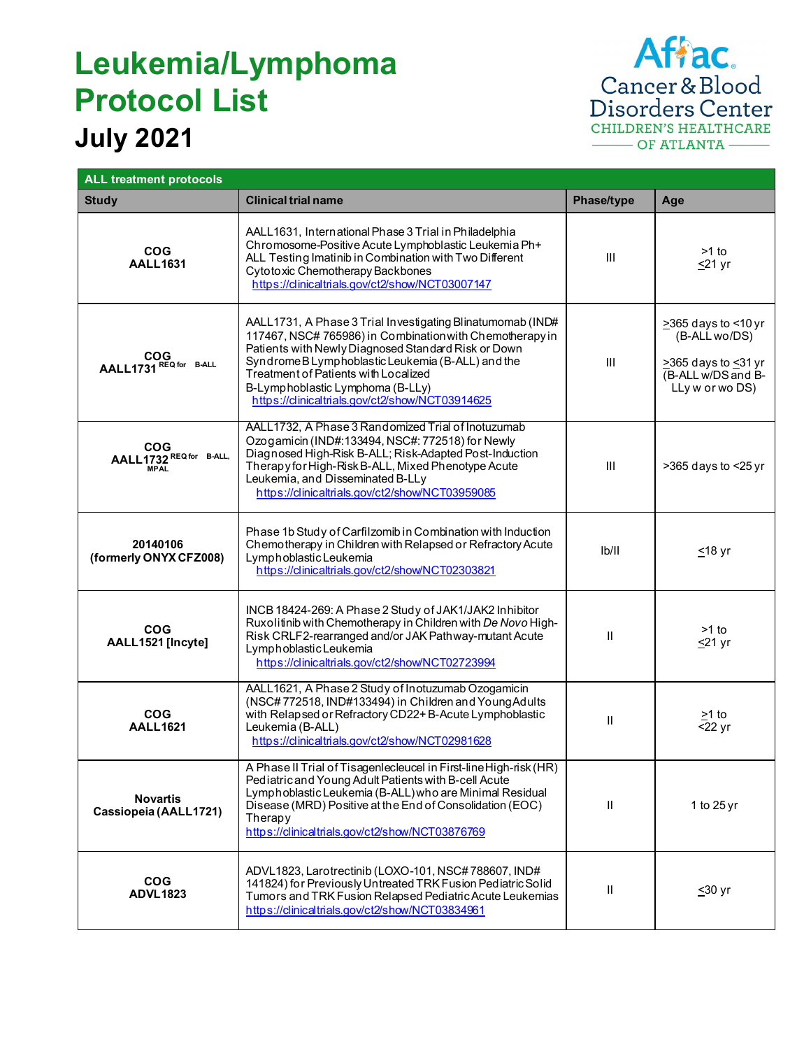# Leukemia/Lymphoma Protocol List

## July 2021

Aflac Cancer & Blood Disorders Center
CHILDREN'S HEALTHCARE OF ATLANTA

| ALL treatment protocols | | | |
|---|---|---|---|
| **Study** | **Clinical trial name** | **Phase/type** | **Age** |
| **COG AALL1631** | AALL1631, International Phase 3 Trial in Philadelphia Chromosome-Positive Acute Lymphoblastic Leukemia Ph+ ALL Testing Imatinib in Combination with Two Different Cytotoxic Chemotherapy Backbones https://clinicaltrials.gov/ct2/show/NCT03007147 | III | >1 to ≤21 yr |
| **COG AALL1731** REQ for B-ALL | AALL1731, A Phase 3 Trial Investigating Blinatumomab (IND# 117467, NSC# 765986) in Combination with Chemotherapy in Patients with Newly Diagnosed Standard Risk or Down Syndrome B Lymphoblastic Leukemia (B-ALL) and the Treatment of Patients with Localized B-Lymphoblastic Lymphoma (B-LLy) https://clinicaltrials.gov/ct2/show/NCT03914625 | III | ≥365 days to <10 yr (B-ALL wo/DS)<br><br>≥365 days to ≤31 yr (B-ALL w/DS and B-LLy w or wo DS) |
| **COG AALL1732** REQ for B-ALL, MPAL | AALL1732, A Phase 3 Randomized Trial of Inotuzumab Ozogamicin (IND#:133494, NSC#: 772518) for Newly Diagnosed High-Risk B-ALL; Risk-Adapted Post-Induction Therapy for High-Risk B-ALL, Mixed Phenotype Acute Leukemia, and Disseminated B-LLy https://clinicaltrials.gov/ct2/show/NCT03959085 | III | >365 days to <25 yr |
| **20140106 (formerly ONYX CFZ008)** | Phase 1b Study of Carfilzomib in Combination with Induction Chemotherapy in Children with Relapsed or Refractory Acute Lymphoblastic Leukemia https://clinicaltrials.gov/ct2/show/NCT02303821 | Ib/II | ≤18 yr |
| **COG AALL1521 [Incyte]** | INCB 18424-269: A Phase 2 Study of JAK1/JAK2 Inhibitor Ruxolitinib with Chemotherapy in Children with *De Novo* High-Risk CRLF2-rearranged and/or JAK Pathway-mutant Acute Lymphoblastic Leukemia https://clinicaltrials.gov/ct2/show/NCT02723994 | II | >1 to ≤21 yr |
| **COG AALL1621** | AALL1621, A Phase 2 Study of Inotuzumab Ozogamicin (NSC# 772518, IND#133494) in Children and Young Adults with Relapsed or Refractory CD22+ B-Acute Lymphoblastic Leukemia (B-ALL) https://clinicaltrials.gov/ct2/show/NCT02981628 | II | ≥1 to <22 yr |
| **Novartis Cassiopeia (AALL1721)** | A Phase II Trial of Tisagenlecleucel in First-line High-risk (HR) Pediatric and Young Adult Patients with B-cell Acute Lymphoblastic Leukemia (B-ALL) who are Minimal Residual Disease (MRD) Positive at the End of Consolidation (EOC) Therapy https://clinicaltrials.gov/ct2/show/NCT03876769 | II | 1 to 25 yr |
| **COG ADVL1823** | ADVL1823, Larotrectinib (LOXO-101, NSC# 788607, IND# 141824) for Previously Untreated TRK Fusion Pediatric Solid Tumors and TRK Fusion Relapsed Pediatric Acute Leukemias https://clinicaltrials.gov/ct2/show/NCT03834961 | II | ≤30 yr |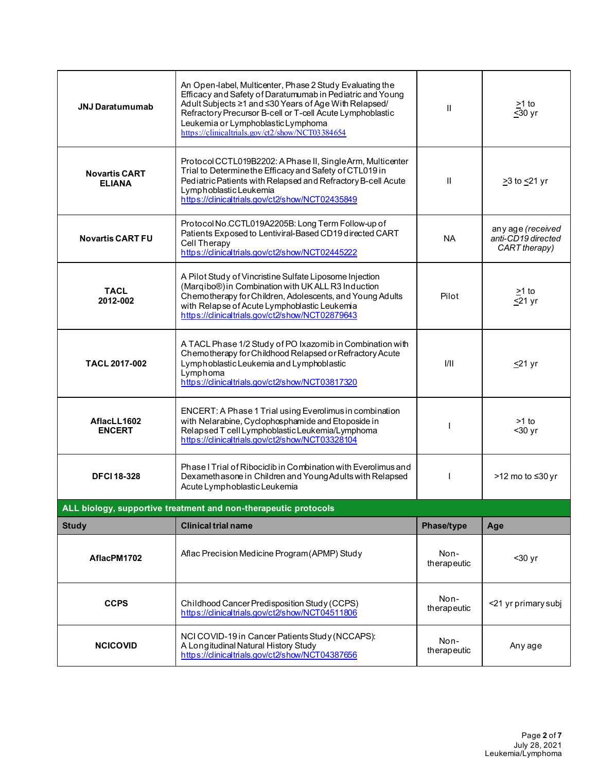| | | | |
|---|---|---|---|
| **JNJ Daratumumab** | An Open-label, Multicenter, Phase 2 Study Evaluating the Efficacy and Safety of Daratumumab in Pediatric and Young Adult Subjects ≥1 and ≤30 Years of Age With Relapsed/ Refractory Precursor B-cell or T-cell Acute Lymphoblastic Leukemia or Lymphoblastic Lymphoma https://clinicaltrials.gov/ct2/show/NCT03384654 | II | ≥1 to ≤30 yr |
| **Novartis CART ELIANA** | Protocol CCTL019B2202: A Phase II, Single Arm, Multicenter Trial to Determine the Efficacy and Safety of CTL019 in Pediatric Patients with Relapsed and Refractory B-cell Acute Lymphoblastic Leukemia https://clinicaltrials.gov/ct2/show/NCT02435849 | II | ≥3 to ≤21 yr |
| **Novartis CART FU** | Protocol No.CCTL019A2205B: Long Term Follow-up of Patients Exposed to Lentiviral-Based CD19 directed CART Cell Therapy https://clinicaltrials.gov/ct2/show/NCT02445222 | NA | any age *(received anti-CD19 directed CART therapy)* |
| **TACL 2012-002** | A Pilot Study of Vincristine Sulfate Liposome Injection (Marqibo®) in Combination with UK ALL R3 Induction Chemotherapy for Children, Adolescents, and Young Adults with Relapse of Acute Lymphoblastic Leukemia https://clinicaltrials.gov/ct2/show/NCT02879643 | Pilot | ≥1 to ≤21 yr |
| **TACL 2017-002** | A TACL Phase 1/2 Study of PO Ixazomib in Combination with Chemotherapy for Childhood Relapsed or Refractory Acute Lymphoblastic Leukemia and Lymphoblastic Lymphoma https://clinicaltrials.gov/ct2/show/NCT03817320 | I/II | ≤21 yr |
| **AflacLL1602 ENCERT** | ENCERT: A Phase 1 Trial using Everolimus in combination with Nelarabine, Cyclophosphamide and Etoposide in Relapsed T cell Lymphoblastic Leukemia/Lymphoma https://clinicaltrials.gov/ct2/show/NCT03328104 | I | >1 to <30 yr |
| **DFCI 18-328** | Phase I Trial of Ribociclib in Combination with Everolimus and Dexamethasone in Children and Young Adults with Relapsed Acute Lymphoblastic Leukemia | I | >12 mo to ≤30 yr |

**ALL biology, supportive treatment and non-therapeutic protocols**

| Study | Clinical trial name | Phase/type | Age |
|---|---|---|---|
| **AflacPM1702** | Aflac Precision Medicine Program (APMP) Study | Non-therapeutic | <30 yr |
| **CCPS** | Childhood Cancer Predisposition Study (CCPS) https://clinicaltrials.gov/ct2/show/NCT04511806 | Non-therapeutic | <21 yr primary subj |
| **NCICOVID** | NCI COVID-19 in Cancer Patients Study (NCCAPS): A Longitudinal Natural History Study https://clinicaltrials.gov/ct2/show/NCT04387656 | Non-therapeutic | Any age |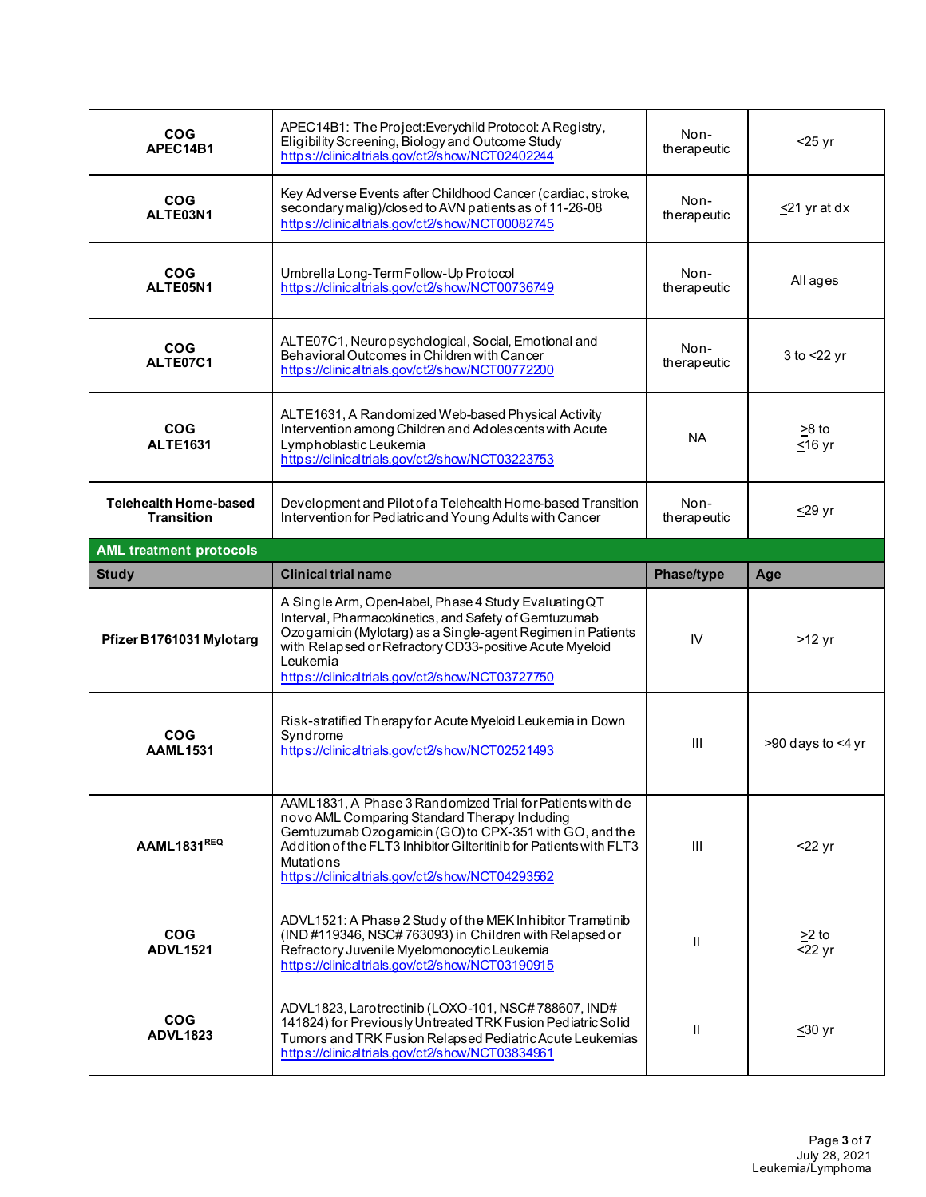| | | | |
|---|---|---|---|
| **COG APEC14B1** | APEC14B1: The Project:Everychild Protocol: A Registry, Eligibility Screening, Biology and Outcome Study https://clinicaltrials.gov/ct2/show/NCT02402244 | Non-therapeutic | ≤25 yr |
| **COG ALTE03N1** | Key Adverse Events after Childhood Cancer (cardiac, stroke, secondary malig)/closed to AVN patients as of 11-26-08 https://clinicaltrials.gov/ct2/show/NCT00082745 | Non-therapeutic | ≤21 yr at dx |
| **COG ALTE05N1** | Umbrella Long-Term Follow-Up Protocol https://clinicaltrials.gov/ct2/show/NCT00736749 | Non-therapeutic | All ages |
| **COG ALTE07C1** | ALTE07C1, Neuropsychological, Social, Emotional and Behavioral Outcomes in Children with Cancer https://clinicaltrials.gov/ct2/show/NCT00772200 | Non-therapeutic | 3 to <22 yr |
| **COG ALTE1631** | ALTE1631, A Randomized Web-based Physical Activity Intervention among Children and Adolescents with Acute Lymphoblastic Leukemia https://clinicaltrials.gov/ct2/show/NCT03223753 | NA | ≥8 to ≤16 yr |
| **Telehealth Home-based Transition** | Development and Pilot of a Telehealth Home-based Transition Intervention for Pediatric and Young Adults with Cancer | Non-therapeutic | ≤29 yr |

**AML treatment protocols**

| Study | Clinical trial name | Phase/type | Age |
|---|---|---|---|
| **Pfizer B1761031 Mylotarg** | A Single Arm, Open-label, Phase 4 Study Evaluating QT Interval, Pharmacokinetics, and Safety of Gemtuzumab Ozogamicin (Mylotarg) as a Single-agent Regimen in Patients with Relapsed or Refractory CD33-positive Acute Myeloid Leukemia https://clinicaltrials.gov/ct2/show/NCT03727750 | IV | >12 yr |
| **COG AAML1531** | Risk-stratified Therapy for Acute Myeloid Leukemia in Down Syndrome https://clinicaltrials.gov/ct2/show/NCT02521493 | III | >90 days to <4 yr |
| **AAML1831[REQ]** | AAML1831, A Phase 3 Randomized Trial for Patients with de novo AML Comparing Standard Therapy Including Gemtuzumab Ozogamicin (GO) to CPX-351 with GO, and the Addition of the FLT3 Inhibitor Gilteritinib for Patients with FLT3 Mutations https://clinicaltrials.gov/ct2/show/NCT04293562 | III | <22 yr |
| **COG ADVL1521** | ADVL1521: A Phase 2 Study of the MEK Inhibitor Trametinib (IND #119346, NSC# 763093) in Children with Relapsed or Refractory Juvenile Myelomonocytic Leukemia https://clinicaltrials.gov/ct2/show/NCT03190915 | II | ≥2 to <22 yr |
| **COG ADVL1823** | ADVL1823, Larotrectinib (LOXO-101, NSC# 788607, IND# 141824) for Previously Untreated TRK Fusion Pediatric Solid Tumors and TRK Fusion Relapsed Pediatric Acute Leukemias https://clinicaltrials.gov/ct2/show/NCT03834961 | II | ≤30 yr |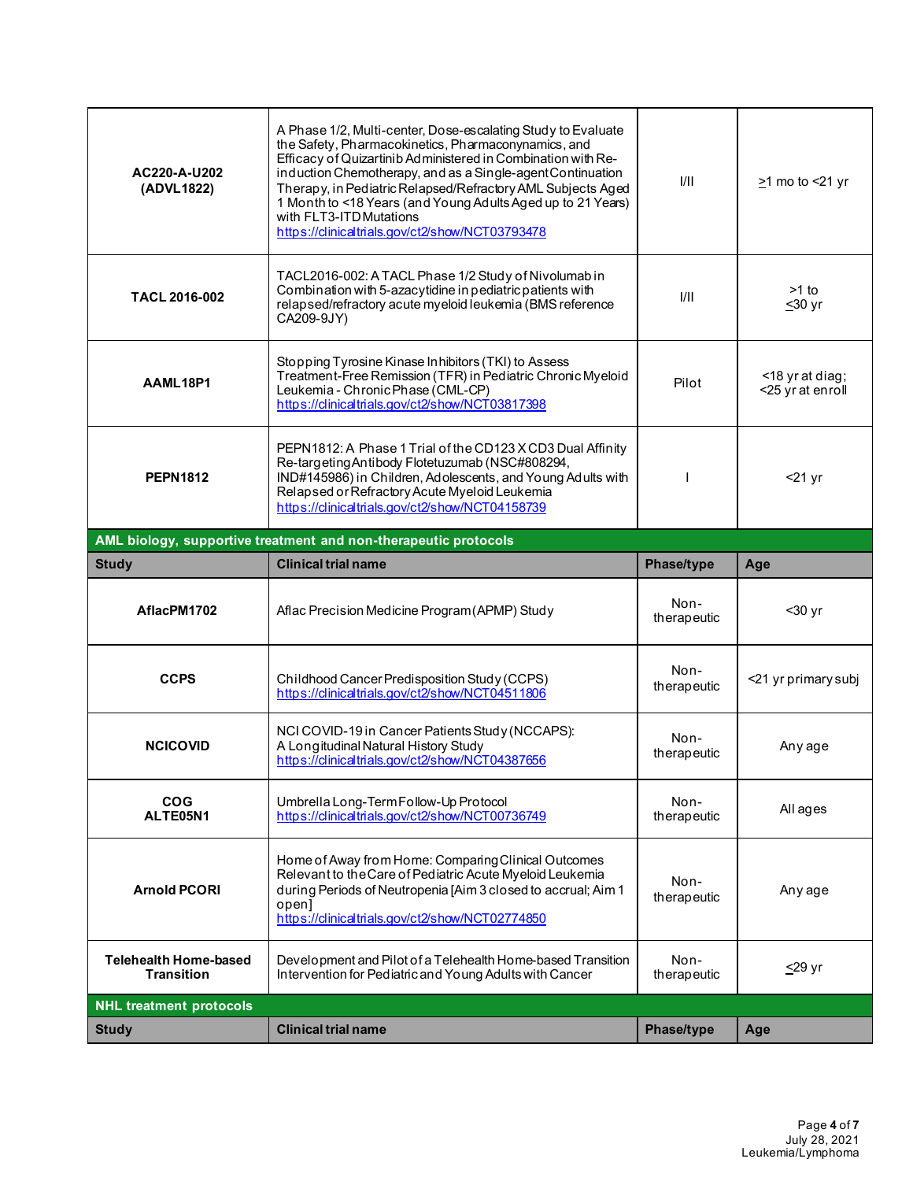| | | | |
|---|---|---|---|
| **AC220-A-U202 (ADVL1822)** | A Phase 1/2, Multi-center, Dose-escalating Study to Evaluate the Safety, Pharmacokinetics, Pharmaconynamics, and Efficacy of Quizartinib Administered in Combination with Re-induction Chemotherapy, and as a Single-agent Continuation Therapy, in Pediatric Relapsed/Refractory AML Subjects Aged 1 Month to <18 Years (and Young Adults Aged up to 21 Years) with FLT3-ITD Mutations https://clinicaltrials.gov/ct2/show/NCT03793478 | I/II | ≥1 mo to <21 yr |
| **TACL 2016-002** | TACL2016-002: A TACL Phase 1/2 Study of Nivolumab in Combination with 5-azacytidine in pediatric patients with relapsed/refractory acute myeloid leukemia (BMS reference CA209-9JY) | I/II | >1 to ≤30 yr |
| **AAML18P1** | Stopping Tyrosine Kinase Inhibitors (TKI) to Assess Treatment-Free Remission (TFR) in Pediatric Chronic Myeloid Leukemia - Chronic Phase (CML-CP) https://clinicaltrials.gov/ct2/show/NCT03817398 | Pilot | <18 yr at diag; <25 yr at enroll |
| **PEPN1812** | PEPN1812: A Phase 1 Trial of the CD123 X CD3 Dual Affinity Re-targeting Antibody Flotetuzumab (NSC#808294, IND#145986) in Children, Adolescents, and Young Adults with Relapsed or Refractory Acute Myeloid Leukemia https://clinicaltrials.gov/ct2/show/NCT04158739 | I | <21 yr |

**AML biology, supportive treatment and non-therapeutic protocols**

| Study | Clinical trial name | Phase/type | Age |
|---|---|---|---|
| **AflacPM1702** | Aflac Precision Medicine Program (APMP) Study | Non-therapeutic | <30 yr |
| **CCPS** | Childhood Cancer Predisposition Study (CCPS) https://clinicaltrials.gov/ct2/show/NCT04511806 | Non-therapeutic | <21 yr primary subj |
| **NCICOVID** | NCI COVID-19 in Cancer Patients Study (NCCAPS): A Longitudinal Natural History Study https://clinicaltrials.gov/ct2/show/NCT04387656 | Non-therapeutic | Any age |
| **COG ALTE05N1** | Umbrella Long-Term Follow-Up Protocol https://clinicaltrials.gov/ct2/show/NCT00736749 | Non-therapeutic | All ages |
| **Arnold PCORI** | Home of Away from Home: Comparing Clinical Outcomes Relevant to the Care of Pediatric Acute Myeloid Leukemia during Periods of Neutropenia [Aim 3 closed to accrual; Aim 1 open] https://clinicaltrials.gov/ct2/show/NCT02774850 | Non-therapeutic | Any age |
| **Telehealth Home-based Transition** | Development and Pilot of a Telehealth Home-based Transition Intervention for Pediatric and Young Adults with Cancer | Non-therapeutic | ≤29 yr |

**NHL treatment protocols**

| Study | Clinical trial name | Phase/type | Age |
|---|---|---|---|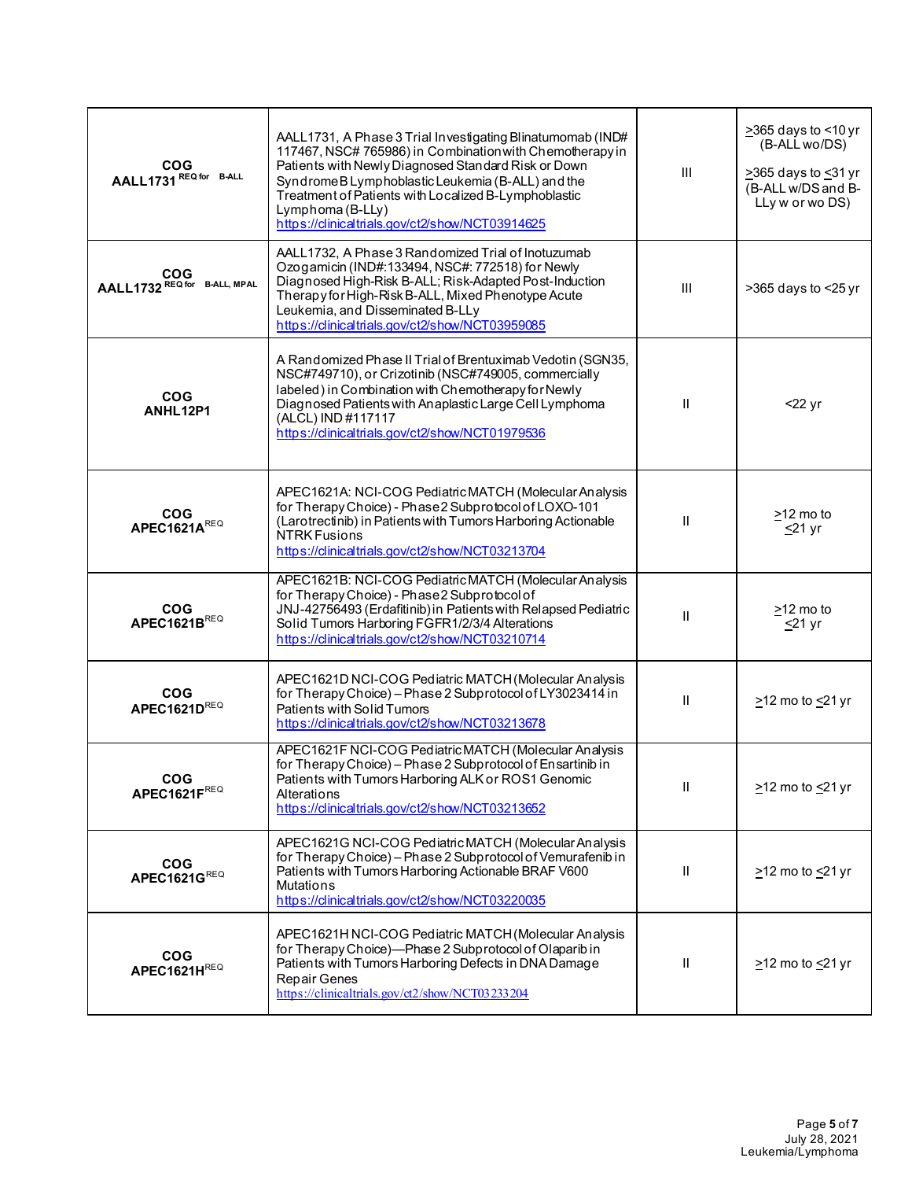| | | | |
|---|---|---|---|
| **COG AALL1731** REQ for B-ALL | AALL1731, A Phase 3 Trial Investigating Blinatumomab (IND# 117467, NSC# 765986) in Combination with Chemotherapy in Patients with Newly Diagnosed Standard Risk or Down Syndrome B Lymphoblastic Leukemia (B-ALL) and the Treatment of Patients with Localized B-Lymphoblastic Lymphoma (B-LLy) https://clinicaltrials.gov/ct2/show/NCT03914625 | III | ≥365 days to <10 yr (B-ALL wo/DS) ≥365 days to ≤31 yr (B-ALL w/DS and B-LLy w or wo DS) |
| **COG AALL1732** REQ for B-ALL, MPAL | AALL1732, A Phase 3 Randomized Trial of Inotuzumab Ozogamicin (IND#:133494, NSC#: 772518) for Newly Diagnosed High-Risk B-ALL; Risk-Adapted Post-Induction Therapy for High-Risk B-ALL, Mixed Phenotype Acute Leukemia, and Disseminated B-LLy https://clinicaltrials.gov/ct2/show/NCT03959085 | III | >365 days to <25 yr |
| **COG ANHL12P1** | A Randomized Phase II Trial of Brentuximab Vedotin (SGN35, NSC#749710), or Crizotinib (NSC#749005, commercially labeled) in Combination with Chemotherapy for Newly Diagnosed Patients with Anaplastic Large Cell Lymphoma (ALCL) IND #117117 https://clinicaltrials.gov/ct2/show/NCT01979536 | II | <22 yr |
| **COG APEC1621A** REQ | APEC1621A: NCI-COG Pediatric MATCH (Molecular Analysis for Therapy Choice) - Phase 2 Subprotocol of LOXO-101 (Larotrectinib) in Patients with Tumors Harboring Actionable NTRK Fusions https://clinicaltrials.gov/ct2/show/NCT03213704 | II | ≥12 mo to ≤21 yr |
| **COG APEC1621B** REQ | APEC1621B: NCI-COG Pediatric MATCH (Molecular Analysis for Therapy Choice) - Phase 2 Subprotocol of JNJ-42756493 (Erdafitinib) in Patients with Relapsed Pediatric Solid Tumors Harboring FGFR1/2/3/4 Alterations https://clinicaltrials.gov/ct2/show/NCT03210714 | II | ≥12 mo to ≤21 yr |
| **COG APEC1621D** REQ | APEC1621D NCI-COG Pediatric MATCH (Molecular Analysis for Therapy Choice) – Phase 2 Subprotocol of LY3023414 in Patients with Solid Tumors https://clinicaltrials.gov/ct2/show/NCT03213678 | II | ≥12 mo to ≤21 yr |
| **COG APEC1621F** REQ | APEC1621F NCI-COG Pediatric MATCH (Molecular Analysis for Therapy Choice) – Phase 2 Subprotocol of Ensartinib in Patients with Tumors Harboring ALK or ROS1 Genomic Alterations https://clinicaltrials.gov/ct2/show/NCT03213652 | II | ≥12 mo to ≤21 yr |
| **COG APEC1621G** REQ | APEC1621G NCI-COG Pediatric MATCH (Molecular Analysis for Therapy Choice) – Phase 2 Subprotocol of Vemurafenib in Patients with Tumors Harboring Actionable BRAF V600 Mutations https://clinicaltrials.gov/ct2/show/NCT03220035 | II | ≥12 mo to ≤21 yr |
| **COG APEC1621H** REQ | APEC1621H NCI-COG Pediatric MATCH (Molecular Analysis for Therapy Choice)—Phase 2 Subprotocol of Olaparib in Patients with Tumors Harboring Defects in DNA Damage Repair Genes https://clinicaltrials.gov/ct2/show/NCT03233204 | II | ≥12 mo to ≤21 yr |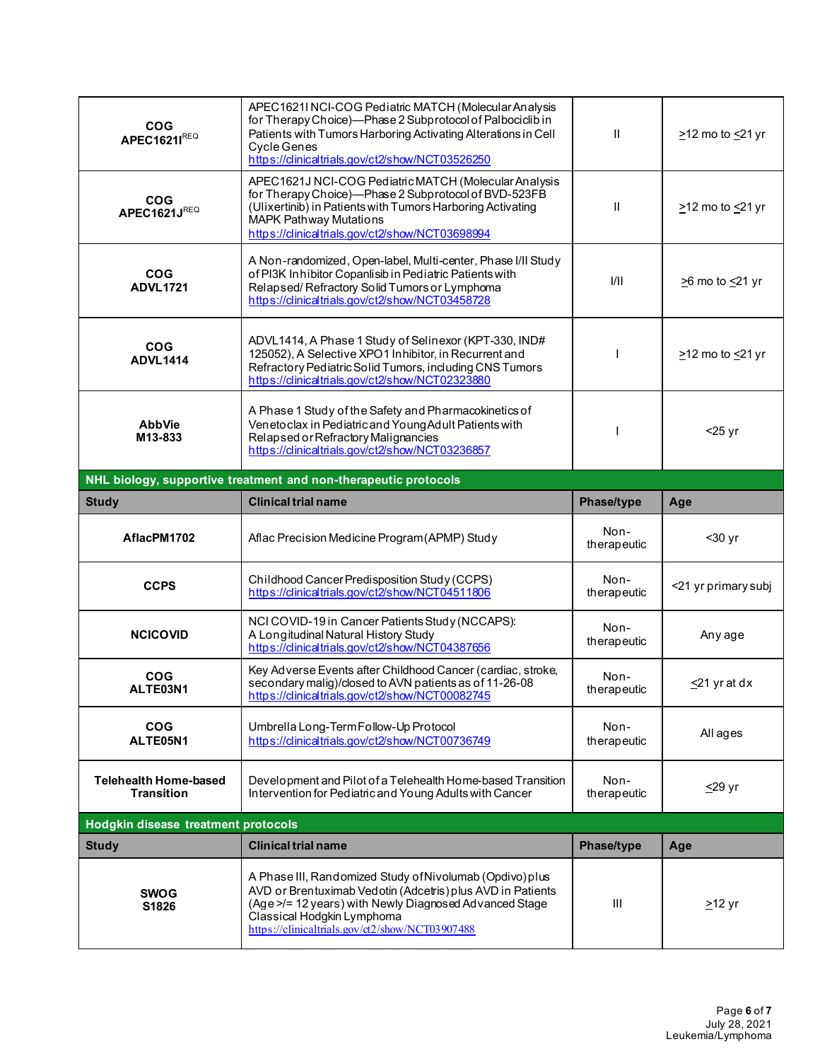| | | | |
|---|---|---|---|
| **COG APEC1621I**[REQ] | APEC1621I NCI-COG Pediatric MATCH (Molecular Analysis for Therapy Choice)—Phase 2 Subprotocol of Palbociclib in Patients with Tumors Harboring Activating Alterations in Cell Cycle Genes https://clinicaltrials.gov/ct2/show/NCT03526250 | II | ≥12 mo to ≤21 yr |
| **COG APEC1621J**[REQ] | APEC1621J NCI-COG Pediatric MATCH (Molecular Analysis for Therapy Choice)—Phase 2 Subprotocol of BVD-523FB (Ulixertinib) in Patients with Tumors Harboring Activating MAPK Pathway Mutations https://clinicaltrials.gov/ct2/show/NCT03698994 | II | ≥12 mo to ≤21 yr |
| **COG ADVL1721** | A Non-randomized, Open-label, Multi-center, Phase I/II Study of PI3K Inhibitor Copanlisib in Pediatric Patients with Relapsed/ Refractory Solid Tumors or Lymphoma https://clinicaltrials.gov/ct2/show/NCT03458728 | I/II | ≥6 mo to ≤21 yr |
| **COG ADVL1414** | ADVL1414, A Phase 1 Study of Selinexor (KPT-330, IND# 125052), A Selective XPO1 Inhibitor, in Recurrent and Refractory Pediatric Solid Tumors, including CNS Tumors https://clinicaltrials.gov/ct2/show/NCT02323880 | I | ≥12 mo to ≤21 yr |
| **AbbVie M13-833** | A Phase 1 Study of the Safety and Pharmacokinetics of Venetoclax in Pediatric and Young Adult Patients with Relapsed or Refractory Malignancies https://clinicaltrials.gov/ct2/show/NCT03236857 | I | <25 yr |

**NHL biology, supportive treatment and non-therapeutic protocols**

| Study | Clinical trial name | Phase/type | Age |
|---|---|---|---|
| **AflacPM1702** | Aflac Precision Medicine Program (APMP) Study | Non-therapeutic | <30 yr |
| **CCPS** | Childhood Cancer Predisposition Study (CCPS) https://clinicaltrials.gov/ct2/show/NCT04511806 | Non-therapeutic | <21 yr primary subj |
| **NCICOVID** | NCI COVID-19 in Cancer Patients Study (NCCAPS): A Longitudinal Natural History Study https://clinicaltrials.gov/ct2/show/NCT04387656 | Non-therapeutic | Any age |
| **COG ALTE03N1** | Key Adverse Events after Childhood Cancer (cardiac, stroke, secondary malig)/closed to AVN patients as of 11-26-08 https://clinicaltrials.gov/ct2/show/NCT00082745 | Non-therapeutic | ≤21 yr at dx |
| **COG ALTE05N1** | Umbrella Long-Term Follow-Up Protocol https://clinicaltrials.gov/ct2/show/NCT00736749 | Non-therapeutic | All ages |
| **Telehealth Home-based Transition** | Development and Pilot of a Telehealth Home-based Transition Intervention for Pediatric and Young Adults with Cancer | Non-therapeutic | ≤29 yr |

**Hodgkin disease treatment protocols**

| Study | Clinical trial name | Phase/type | Age |
|---|---|---|---|
| **SWOG S1826** | A Phase III, Randomized Study of Nivolumab (Opdivo) plus AVD or Brentuximab Vedotin (Adcetris) plus AVD in Patients (Age >/= 12 years) with Newly Diagnosed Advanced Stage Classical Hodgkin Lymphoma https://clinicaltrials.gov/ct2/show/NCT03907488 | III | ≥12 yr |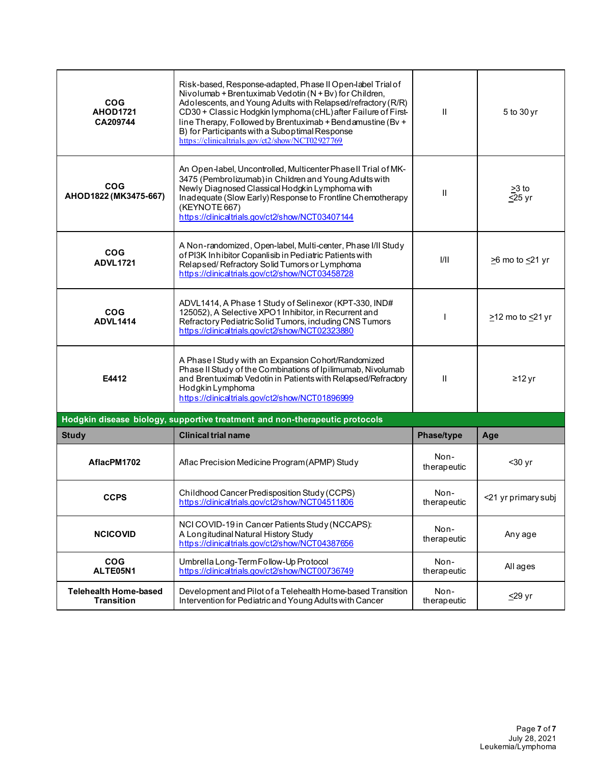| | | | |
|---|---|---|---|
| **COG AHOD1721 CA209744** | Risk-based, Response-adapted, Phase II Open-label Trial of Nivolumab + Brentuximab Vedotin (N + Bv) for Children, Adolescents, and Young Adults with Relapsed/refractory (R/R) CD30 + Classic Hodgkin lymphoma (cHL) after Failure of First-line Therapy, Followed by Brentuximab + Bendamustine (Bv + B) for Participants with a Suboptimal Response https://clinicaltrials.gov/ct2/show/NCT02927769 | II | 5 to 30 yr |
| **COG AHOD1822 (MK3475-667)** | An Open-label, Uncontrolled, Multicenter Phase II Trial of MK-3475 (Pembrolizumab) in Children and Young Adults with Newly Diagnosed Classical Hodgkin Lymphoma with Inadequate (Slow Early) Response to Frontline Chemotherapy (KEYNOTE 667) https://clinicaltrials.gov/ct2/show/NCT03407144 | II | ≥3 to ≤25 yr |
| **COG ADVL1721** | A Non-randomized, Open-label, Multi-center, Phase I/II Study of PI3K Inhibitor Copanlisib in Pediatric Patients with Relapsed/ Refractory Solid Tumors or Lymphoma https://clinicaltrials.gov/ct2/show/NCT03458728 | I/II | ≥6 mo to ≤21 yr |
| **COG ADVL1414** | ADVL1414, A Phase 1 Study of Selinexor (KPT-330, IND# 125052), A Selective XPO1 Inhibitor, in Recurrent and Refractory Pediatric Solid Tumors, including CNS Tumors https://clinicaltrials.gov/ct2/show/NCT02323880 | I | ≥12 mo to ≤21 yr |
| **E4412** | A Phase I Study with an Expansion Cohort/Randomized Phase II Study of the Combinations of Ipilimumab, Nivolumab and Brentuximab Vedotin in Patients with Relapsed/Refractory Hodgkin Lymphoma https://clinicaltrials.gov/ct2/show/NCT01896999 | II | ≥12 yr |

**Hodgkin disease biology, supportive treatment and non-therapeutic protocols**

| Study | Clinical trial name | Phase/type | Age |
|---|---|---|---|
| **AflacPM1702** | Aflac Precision Medicine Program (APMP) Study | Non-therapeutic | <30 yr |
| **CCPS** | Childhood Cancer Predisposition Study (CCPS) https://clinicaltrials.gov/ct2/show/NCT04511806 | Non-therapeutic | <21 yr primary subj |
| **NCICOVID** | NCI COVID-19 in Cancer Patients Study (NCCAPS): A Longitudinal Natural History Study https://clinicaltrials.gov/ct2/show/NCT04387656 | Non-therapeutic | Any age |
| **COG ALTE05N1** | Umbrella Long-Term Follow-Up Protocol https://clinicaltrials.gov/ct2/show/NCT00736749 | Non-therapeutic | All ages |
| **Telehealth Home-based Transition** | Development and Pilot of a Telehealth Home-based Transition Intervention for Pediatric and Young Adults with Cancer | Non-therapeutic | ≤29 yr |

July 28, 2021
Leukemia/Lymphoma